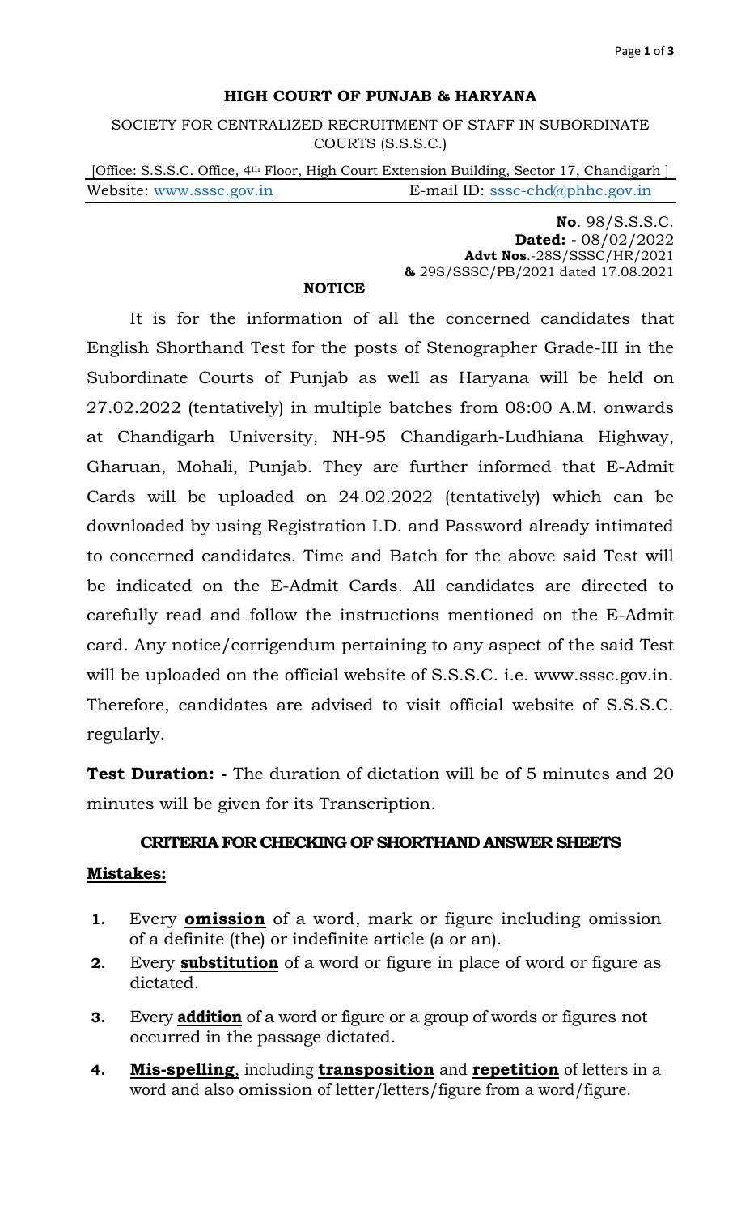**HIGH COURT OF PUNJAB & HARYANA**

SOCIETY FOR CENTRALIZED RECRUITMENT OF STAFF IN SUBORDINATE COURTS (S.S.S.C.)

[Office: S.S.S.C. Office, 4th Floor, High Court Extension Building, Sector 17, Chandigarh ]

Website: www.sssc.gov.in E-mail ID: sssc-chd@phhc.gov.in

**No**. 98/S.S.S.C.
**Dated: -** 08/02/2022
**Advt Nos**.-28S/SSSC/HR/2021
**&** 29S/SSSC/PB/2021 dated 17.08.2021

**NOTICE**

It is for the information of all the concerned candidates that English Shorthand Test for the posts of Stenographer Grade-III in the Subordinate Courts of Punjab as well as Haryana will be held on 27.02.2022 (tentatively) in multiple batches from 08:00 A.M. onwards at Chandigarh University, NH-95 Chandigarh-Ludhiana Highway, Gharuan, Mohali, Punjab. They are further informed that E-Admit Cards will be uploaded on 24.02.2022 (tentatively) which can be downloaded by using Registration I.D. and Password already intimated to concerned candidates. Time and Batch for the above said Test will be indicated on the E-Admit Cards. All candidates are directed to carefully read and follow the instructions mentioned on the E-Admit card. Any notice/corrigendum pertaining to any aspect of the said Test will be uploaded on the official website of S.S.S.C. i.e. www.sssc.gov.in. Therefore, candidates are advised to visit official website of S.S.S.C. regularly.

**Test Duration: -** The duration of dictation will be of 5 minutes and 20 minutes will be given for its Transcription.

## CRITERIA FOR CHECKING OF SHORTHAND ANSWER SHEETS

**Mistakes:**

1. Every **omission** of a word, mark or figure including omission of a definite (the) or indefinite article (a or an).
2. Every **substitution** of a word or figure in place of word or figure as dictated.
3. Every **addition** of a word or figure or a group of words or figures not occurred in the passage dictated.
4. **Mis-spelling**, including **transposition** and **repetition** of letters in a word and also omission of letter/letters/figure from a word/figure.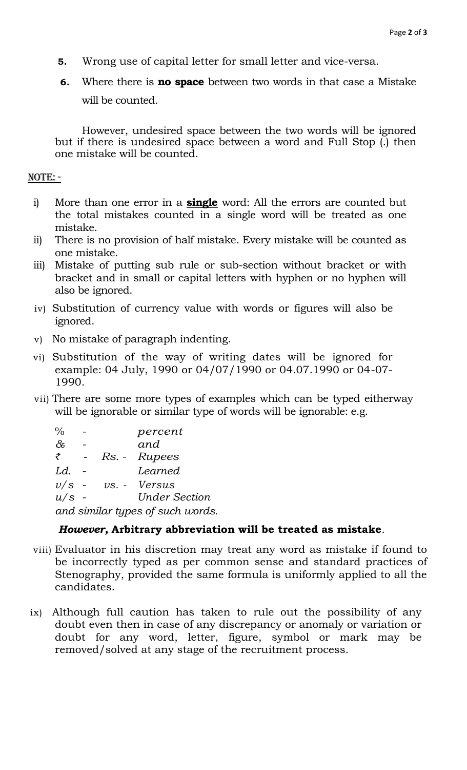5. Wrong use of capital letter for small letter and vice-versa.
6. Where there is **<u>no space</u>** between two words in that case a Mistake will be counted.

However, undesired space between the two words will be ignored but if there is undesired space between a word and Full Stop (.) then one mistake will be counted.

**<u>NOTE: -</u>**

i) More than one error in a **<u>single</u>** word: All the errors are counted but the total mistakes counted in a single word will be treated as one mistake.

ii) There is no provision of half mistake. Every mistake will be counted as one mistake.

iii) Mistake of putting sub rule or sub-section without bracket or with bracket and in small or capital letters with hyphen or no hyphen will also be ignored.

iv) Substitution of currency value with words or figures will also be ignored.

v) No mistake of paragraph indenting.

vi) Substitution of the way of writing dates will be ignored for example: 04 July, 1990 or 04/07/1990 or 04.07.1990 or 04-07-1990.

vii) There are some more types of examples which can be typed eitherway will be ignorable or similar type of words will be ignorable: e.g.

| | | | | |
|---|---|---|---|---|
| % | - | | | *percent* |
| *&* | - | | | *and* |
| ₹ | - | *Rs.* | - | *Rupees* |
| *Ld.* | - | | | *Learned* |
| *v/s* | - | *vs.* | - | *Versus* |
| *u/s* | - | | | *Under Section* |

*and similar types of such words.*

***However,* Arbitrary abbreviation will be treated as mistake**.

viii) Evaluator in his discretion may treat any word as mistake if found to be incorrectly typed as per common sense and standard practices of Stenography, provided the same formula is uniformly applied to all the candidates.

ix) Although full caution has taken to rule out the possibility of any doubt even then in case of any discrepancy or anomaly or variation or doubt for any word, letter, figure, symbol or mark may be removed/solved at any stage of the recruitment process.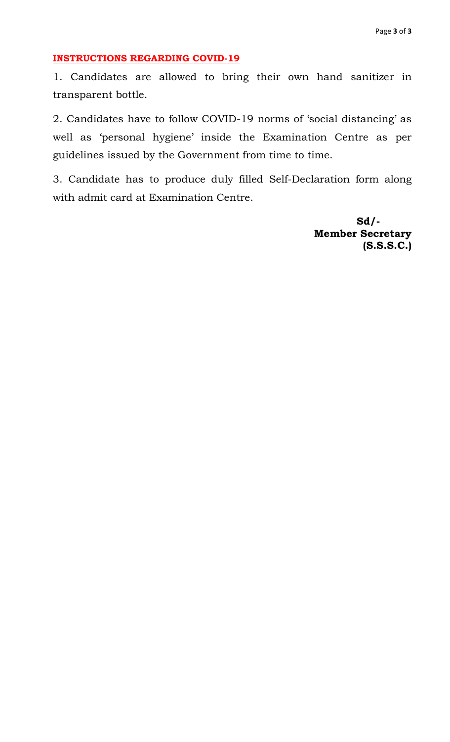## INSTRUCTIONS REGARDING COVID-19

1. Candidates are allowed to bring their own hand sanitizer in transparent bottle.

2. Candidates have to follow COVID-19 norms of 'social distancing' as well as 'personal hygiene' inside the Examination Centre as per guidelines issued by the Government from time to time.

3. Candidate has to produce duly filled Self-Declaration form along with admit card at Examination Centre.

**Sd/-**
**Member Secretary**
**(S.S.S.C.)**